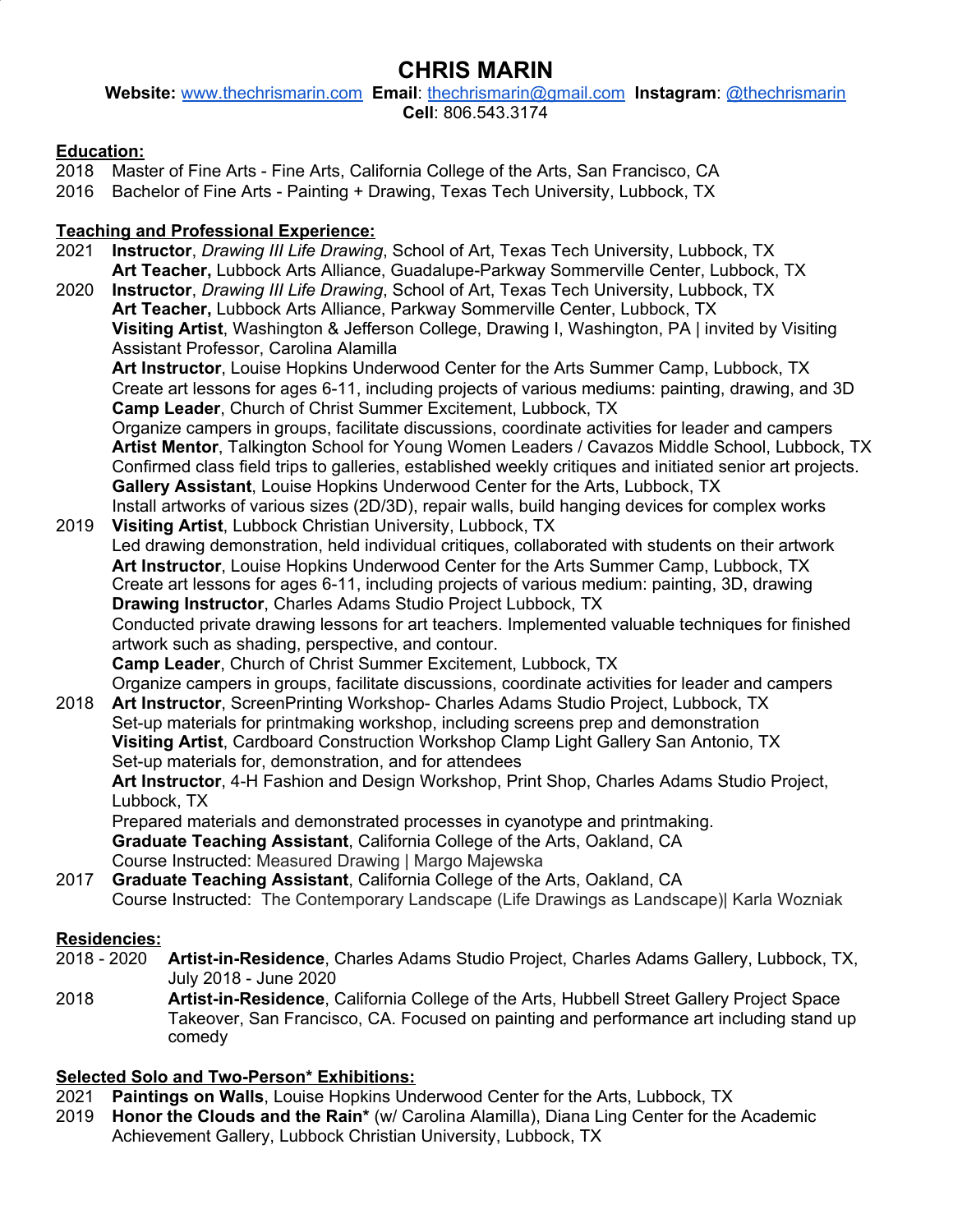# CHRIS MARIN

**Website:** www.thechrismarin.com **Email**: thechrismarin@gmail.com **Instagram**: @thechrismarin
**Cell**: 806.543.3174

## Education:

2018 Master of Fine Arts - Fine Arts, California College of the Arts, San Francisco, CA
2016 Bachelor of Fine Arts - Painting + Drawing, Texas Tech University, Lubbock, TX

## Teaching and Professional Experience:

2021 **Instructor**, *Drawing III Life Drawing*, School of Art, Texas Tech University, Lubbock, TX
**Art Teacher,** Lubbock Arts Alliance, Guadalupe-Parkway Sommerville Center, Lubbock, TX

2020 **Instructor**, *Drawing III Life Drawing*, School of Art, Texas Tech University, Lubbock, TX
**Art Teacher,** Lubbock Arts Alliance, Parkway Sommerville Center, Lubbock, TX
**Visiting Artist**, Washington & Jefferson College, Drawing I, Washington, PA | invited by Visiting Assistant Professor, Carolina Alamilla
**Art Instructor**, Louise Hopkins Underwood Center for the Arts Summer Camp, Lubbock, TX
Create art lessons for ages 6-11, including projects of various mediums: painting, drawing, and 3D
**Camp Leader**, Church of Christ Summer Excitement, Lubbock, TX
Organize campers in groups, facilitate discussions, coordinate activities for leader and campers
**Artist Mentor**, Talkington School for Young Women Leaders / Cavazos Middle School, Lubbock, TX
Confirmed class field trips to galleries, established weekly critiques and initiated senior art projects.
**Gallery Assistant**, Louise Hopkins Underwood Center for the Arts, Lubbock, TX
Install artworks of various sizes (2D/3D), repair walls, build hanging devices for complex works

2019 **Visiting Artist**, Lubbock Christian University, Lubbock, TX
Led drawing demonstration, held individual critiques, collaborated with students on their artwork
**Art Instructor**, Louise Hopkins Underwood Center for the Arts Summer Camp, Lubbock, TX
Create art lessons for ages 6-11, including projects of various medium: painting, 3D, drawing
**Drawing Instructor**, Charles Adams Studio Project Lubbock, TX
Conducted private drawing lessons for art teachers. Implemented valuable techniques for finished artwork such as shading, perspective, and contour.
**Camp Leader**, Church of Christ Summer Excitement, Lubbock, TX
Organize campers in groups, facilitate discussions, coordinate activities for leader and campers

2018 **Art Instructor**, ScreenPrinting Workshop- Charles Adams Studio Project, Lubbock, TX
Set-up materials for printmaking workshop, including screens prep and demonstration
**Visiting Artist**, Cardboard Construction Workshop Clamp Light Gallery San Antonio, TX
Set-up materials for, demonstration, and for attendees
**Art Instructor**, 4-H Fashion and Design Workshop, Print Shop, Charles Adams Studio Project, Lubbock, TX
Prepared materials and demonstrated processes in cyanotype and printmaking.
**Graduate Teaching Assistant**, California College of the Arts, Oakland, CA
Course Instructed: Measured Drawing | Margo Majewska

2017 **Graduate Teaching Assistant**, California College of the Arts, Oakland, CA
Course Instructed: The Contemporary Landscape (Life Drawings as Landscape)| Karla Wozniak

## Residencies:

2018 - 2020 **Artist-in-Residence**, Charles Adams Studio Project, Charles Adams Gallery, Lubbock, TX, July 2018 - June 2020

2018 **Artist-in-Residence**, California College of the Arts, Hubbell Street Gallery Project Space Takeover, San Francisco, CA. Focused on painting and performance art including stand up comedy

## Selected Solo and Two-Person* Exhibitions:

2021 **Paintings on Walls**, Louise Hopkins Underwood Center for the Arts, Lubbock, TX
2019 **Honor the Clouds and the Rain*** (w/ Carolina Alamilla), Diana Ling Center for the Academic Achievement Gallery, Lubbock Christian University, Lubbock, TX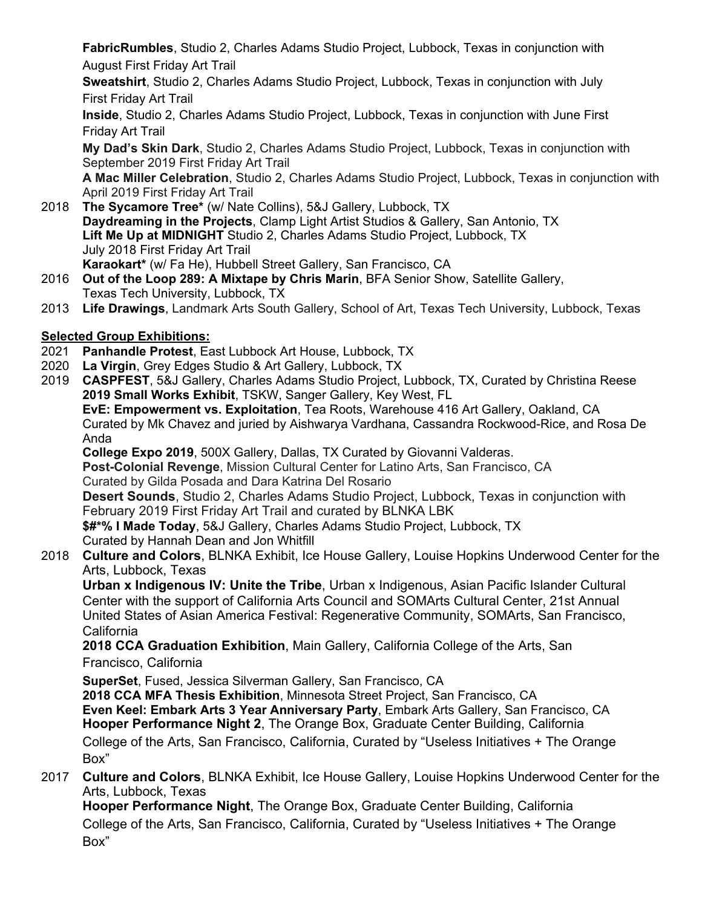**FabricRumbles**, Studio 2, Charles Adams Studio Project, Lubbock, Texas in conjunction with August First Friday Art Trail

**Sweatshirt**, Studio 2, Charles Adams Studio Project, Lubbock, Texas in conjunction with July First Friday Art Trail

**Inside**, Studio 2, Charles Adams Studio Project, Lubbock, Texas in conjunction with June First Friday Art Trail

**My Dad's Skin Dark**, Studio 2, Charles Adams Studio Project, Lubbock, Texas in conjunction with September 2019 First Friday Art Trail

**A Mac Miller Celebration**, Studio 2, Charles Adams Studio Project, Lubbock, Texas in conjunction with April 2019 First Friday Art Trail

2018 **The Sycamore Tree*** (w/ Nate Collins), 5&J Gallery, Lubbock, TX
**Daydreaming in the Projects**, Clamp Light Artist Studios & Gallery, San Antonio, TX
**Lift Me Up at MIDNIGHT** Studio 2, Charles Adams Studio Project, Lubbock, TX July 2018 First Friday Art Trail
**Karaokart*** (w/ Fa He), Hubbell Street Gallery, San Francisco, CA

2016 **Out of the Loop 289: A Mixtape by Chris Marin**, BFA Senior Show, Satellite Gallery, Texas Tech University, Lubbock, TX

2013 **Life Drawings**, Landmark Arts South Gallery, School of Art, Texas Tech University, Lubbock, Texas

**Selected Group Exhibitions:**

2021 **Panhandle Protest**, East Lubbock Art House, Lubbock, TX

2020 **La Virgin**, Grey Edges Studio & Art Gallery, Lubbock, TX

2019 **CASPFEST**, 5&J Gallery, Charles Adams Studio Project, Lubbock, TX, Curated by Christina Reese
**2019 Small Works Exhibit**, TSKW, Sanger Gallery, Key West, FL
**EvE: Empowerment vs. Exploitation**, Tea Roots, Warehouse 416 Art Gallery, Oakland, CA Curated by Mk Chavez and juried by Aishwarya Vardhana, Cassandra Rockwood-Rice, and Rosa De Anda
**College Expo 2019**, 500X Gallery, Dallas, TX Curated by Giovanni Valderas.
**Post-Colonial Revenge**, Mission Cultural Center for Latino Arts, San Francisco, CA Curated by Gilda Posada and Dara Katrina Del Rosario
**Desert Sounds**, Studio 2, Charles Adams Studio Project, Lubbock, Texas in conjunction with February 2019 First Friday Art Trail and curated by BLNKA LBK
**$#*% I Made Today**, 5&J Gallery, Charles Adams Studio Project, Lubbock, TX Curated by Hannah Dean and Jon Whitfill

2018 **Culture and Colors**, BLNKA Exhibit, Ice House Gallery, Louise Hopkins Underwood Center for the Arts, Lubbock, Texas
**Urban x Indigenous IV: Unite the Tribe**, Urban x Indigenous, Asian Pacific Islander Cultural Center with the support of California Arts Council and SOMArts Cultural Center, 21st Annual United States of Asian America Festival: Regenerative Community, SOMArts, San Francisco, California
**2018 CCA Graduation Exhibition**, Main Gallery, California College of the Arts, San Francisco, California
**SuperSet**, Fused, Jessica Silverman Gallery, San Francisco, CA
**2018 CCA MFA Thesis Exhibition**, Minnesota Street Project, San Francisco, CA
**Even Keel: Embark Arts 3 Year Anniversary Party**, Embark Arts Gallery, San Francisco, CA
**Hooper Performance Night 2**, The Orange Box, Graduate Center Building, California College of the Arts, San Francisco, California, Curated by "Useless Initiatives + The Orange Box"

2017 **Culture and Colors**, BLNKA Exhibit, Ice House Gallery, Louise Hopkins Underwood Center for the Arts, Lubbock, Texas
**Hooper Performance Night**, The Orange Box, Graduate Center Building, California College of the Arts, San Francisco, California, Curated by "Useless Initiatives + The Orange Box"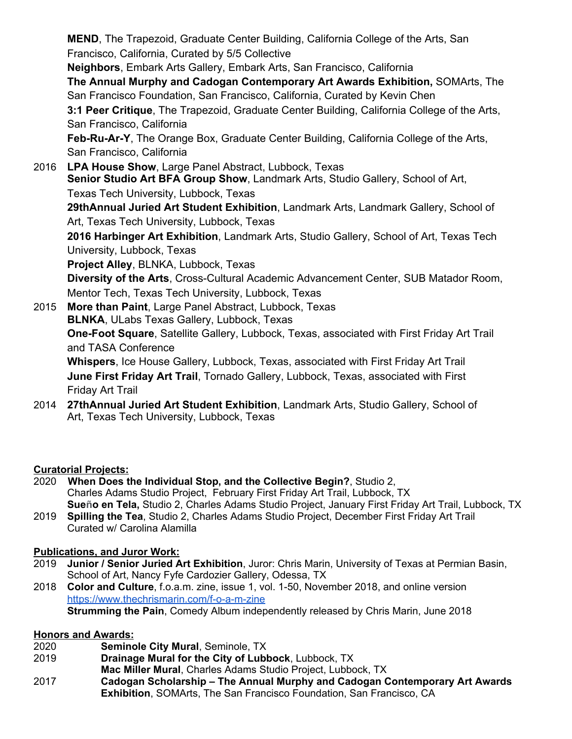**MEND**, The Trapezoid, Graduate Center Building, California College of the Arts, San Francisco, California, Curated by 5/5 Collective
**Neighbors**, Embark Arts Gallery, Embark Arts, San Francisco, California
**The Annual Murphy and Cadogan Contemporary Art Awards Exhibition,** SOMArts, The San Francisco Foundation, San Francisco, California, Curated by Kevin Chen
**3:1 Peer Critique**, The Trapezoid, Graduate Center Building, California College of the Arts, San Francisco, California
**Feb-Ru-Ar-Y**, The Orange Box, Graduate Center Building, California College of the Arts, San Francisco, California

2016 **LPA House Show**, Large Panel Abstract, Lubbock, Texas
**Senior Studio Art BFA Group Show**, Landmark Arts, Studio Gallery, School of Art, Texas Tech University, Lubbock, Texas
**29thAnnual Juried Art Student Exhibition**, Landmark Arts, Landmark Gallery, School of Art, Texas Tech University, Lubbock, Texas
**2016 Harbinger Art Exhibition**, Landmark Arts, Studio Gallery, School of Art, Texas Tech University, Lubbock, Texas
**Project Alley**, BLNKA, Lubbock, Texas
**Diversity of the Arts**, Cross-Cultural Academic Advancement Center, SUB Matador Room, Mentor Tech, Texas Tech University, Lubbock, Texas

2015 **More than Paint**, Large Panel Abstract, Lubbock, Texas
**BLNKA**, ULabs Texas Gallery, Lubbock, Texas
**One-Foot Square**, Satellite Gallery, Lubbock, Texas, associated with First Friday Art Trail and TASA Conference
**Whispers**, Ice House Gallery, Lubbock, Texas, associated with First Friday Art Trail
**June First Friday Art Trail**, Tornado Gallery, Lubbock, Texas, associated with First Friday Art Trail

2014 **27thAnnual Juried Art Student Exhibition**, Landmark Arts, Studio Gallery, School of Art, Texas Tech University, Lubbock, Texas

**Curatorial Projects:**

2020 **When Does the Individual Stop, and the Collective Begin?**, Studio 2, Charles Adams Studio Project, February First Friday Art Trail, Lubbock, TX
**Sueño en Tela,** Studio 2, Charles Adams Studio Project, January First Friday Art Trail, Lubbock, TX

2019 **Spilling the Tea**, Studio 2, Charles Adams Studio Project, December First Friday Art Trail Curated w/ Carolina Alamilla

**Publications, and Juror Work:**

2019 **Junior / Senior Juried Art Exhibition**, Juror: Chris Marin, University of Texas at Permian Basin, School of Art, Nancy Fyfe Cardozier Gallery, Odessa, TX

2018 **Color and Culture**, f.o.a.m. zine, issue 1, vol. 1-50, November 2018, and online version https://www.thechrismarin.com/f-o-a-m-zine
**Strumming the Pain**, Comedy Album independently released by Chris Marin, June 2018

**Honors and Awards:**

2020 **Seminole City Mural**, Seminole, TX

2019 **Drainage Mural for the City of Lubbock**, Lubbock, TX
**Mac Miller Mural**, Charles Adams Studio Project, Lubbock, TX

2017 **Cadogan Scholarship – The Annual Murphy and Cadogan Contemporary Art Awards Exhibition**, SOMArts, The San Francisco Foundation, San Francisco, CA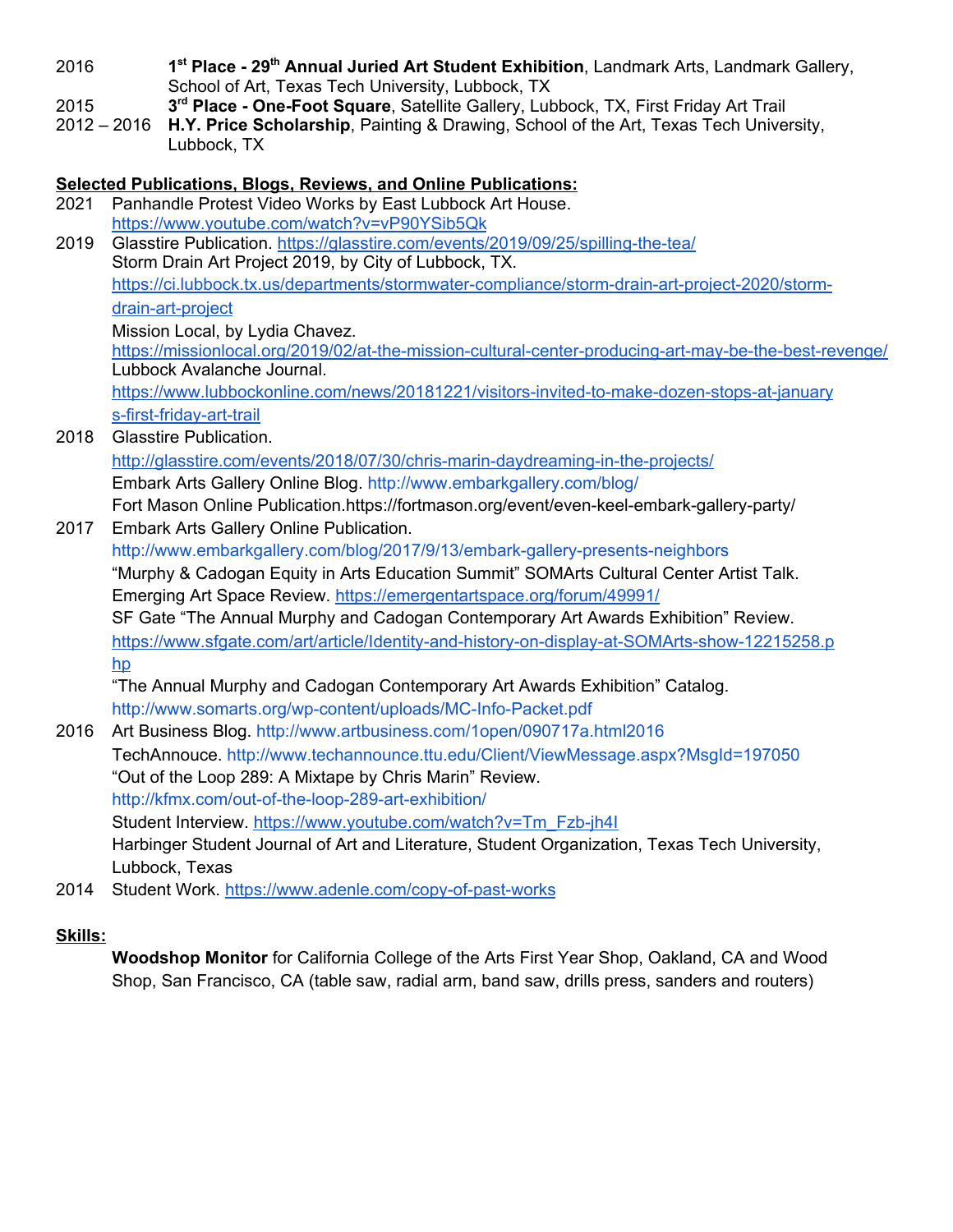2016 **1st Place - 29th Annual Juried Art Student Exhibition**, Landmark Arts, Landmark Gallery, School of Art, Texas Tech University, Lubbock, TX

2015 **3rd Place - One-Foot Square**, Satellite Gallery, Lubbock, TX, First Friday Art Trail

2012 – 2016 **H.Y. Price Scholarship**, Painting & Drawing, School of the Art, Texas Tech University, Lubbock, TX

**Selected Publications, Blogs, Reviews, and Online Publications:**

2021 Panhandle Protest Video Works by East Lubbock Art House.
https://www.youtube.com/watch?v=vP90YSib5Qk

2019 Glasstire Publication. https://glasstire.com/events/2019/09/25/spilling-the-tea/
Storm Drain Art Project 2019, by City of Lubbock, TX.
https://ci.lubbock.tx.us/departments/stormwater-compliance/storm-drain-art-project-2020/storm-drain-art-project
Mission Local, by Lydia Chavez.
https://missionlocal.org/2019/02/at-the-mission-cultural-center-producing-art-may-be-the-best-revenge/
Lubbock Avalanche Journal.
https://www.lubbockonline.com/news/20181221/visitors-invited-to-make-dozen-stops-at-januarys-first-friday-art-trail

2018 Glasstire Publication.
http://glasstire.com/events/2018/07/30/chris-marin-daydreaming-in-the-projects/
Embark Arts Gallery Online Blog. http://www.embarkgallery.com/blog/
Fort Mason Online Publication.https://fortmason.org/event/even-keel-embark-gallery-party/

2017 Embark Arts Gallery Online Publication.
http://www.embarkgallery.com/blog/2017/9/13/embark-gallery-presents-neighbors
"Murphy & Cadogan Equity in Arts Education Summit" SOMArts Cultural Center Artist Talk.
Emerging Art Space Review. https://emergentartspace.org/forum/49991/
SF Gate "The Annual Murphy and Cadogan Contemporary Art Awards Exhibition" Review.
https://www.sfgate.com/art/article/Identity-and-history-on-display-at-SOMArts-show-12215258.php
"The Annual Murphy and Cadogan Contemporary Art Awards Exhibition" Catalog.
http://www.somarts.org/wp-content/uploads/MC-Info-Packet.pdf

2016 Art Business Blog. http://www.artbusiness.com/1open/090717a.html2016
TechAnnouce. http://www.techannounce.ttu.edu/Client/ViewMessage.aspx?MsgId=197050
"Out of the Loop 289: A Mixtape by Chris Marin" Review.
http://kfmx.com/out-of-the-loop-289-art-exhibition/
Student Interview. https://www.youtube.com/watch?v=Tm_Fzb-jh4I
Harbinger Student Journal of Art and Literature, Student Organization, Texas Tech University, Lubbock, Texas

2014 Student Work. https://www.adenle.com/copy-of-past-works

**Skills:**

**Woodshop Monitor** for California College of the Arts First Year Shop, Oakland, CA and Wood Shop, San Francisco, CA (table saw, radial arm, band saw, drills press, sanders and routers)